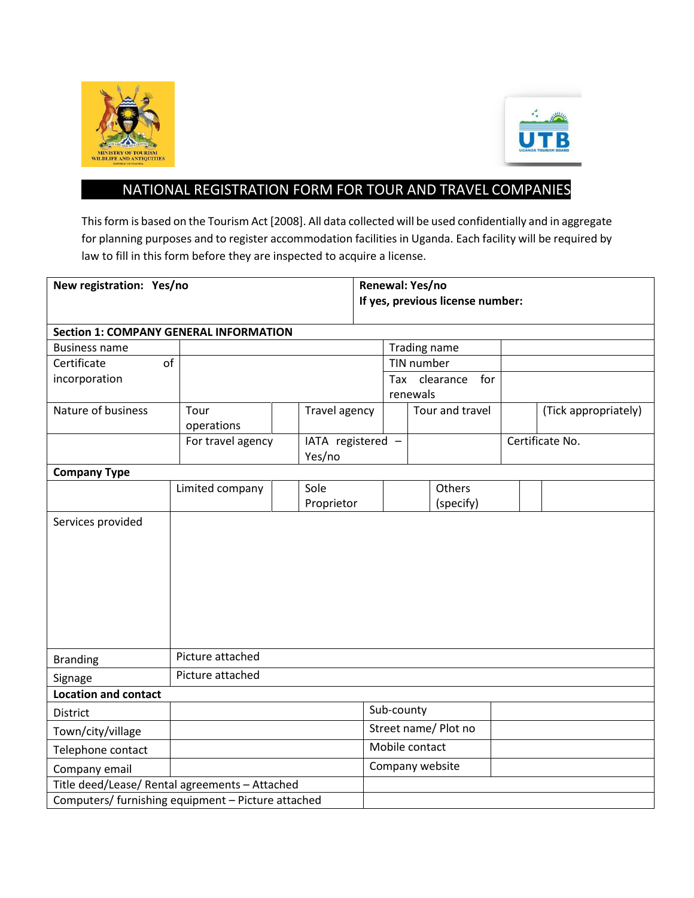# NATIONAL REGISTRATION FORM FOR TOUR AND TRAVEL COMPANIES

This form is based on the Tourism Act [2008]. All data collected will be used confidentially and in aggregate for planning purposes and to register accommodation facilities in Uganda. Each facility will be required by law to fill in this form before they are inspected to acquire a license.

| **New registration: Yes/no** | **Renewal: Yes/no**<br>**If yes, previous license number:** |
|---|---|

**Section 1: COMPANY GENERAL INFORMATION**

| | | | |
|---|---|---|---|
| Business name | | Trading name | |
| Certificate of incorporation | | TIN number | |
| | | Tax clearance for renewals | |

| | | | | | | | |
|---|---|---|---|---|---|---|---|
| Nature of business | Tour operations | | Travel agency | | Tour and travel | | (Tick appropriately) |
| | For travel agency | | IATA registered – Yes/no | | | Certificate No. | |

**Company Type**

| | | | | | | | |
|---|---|---|---|---|---|---|---|
| | Limited company | | Sole Proprietor | | Others (specify) | | |

| | |
|---|---|
| Services provided | |
| Branding | Picture attached |
| Signage | Picture attached |

**Location and contact**

| | | | |
|---|---|---|---|
| District | | Sub-county | |
| Town/city/village | | Street name/ Plot no | |
| Telephone contact | | Mobile contact | |
| Company email | | Company website | |

| | |
|---|---|
| Title deed/Lease/ Rental agreements – Attached | |
| Computers/ furnishing equipment – Picture attached | |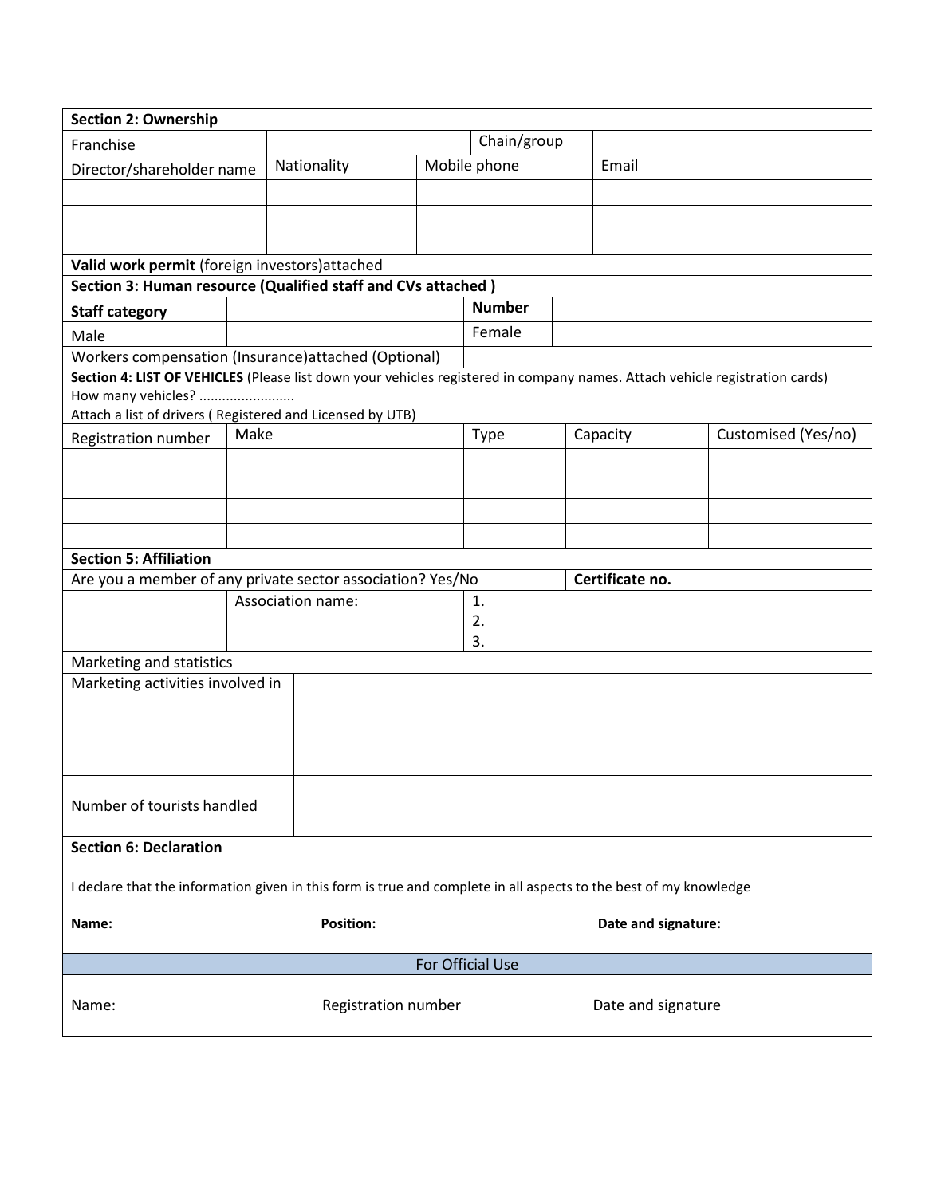## Section 2: Ownership

| | | | |
|---|---|---|---|
| Franchise | | Chain/group | |
| Director/shareholder name | Nationality | Mobile phone | Email |
| | | | |
| | | | |
| | | | |

**Valid work permit** (foreign investors)attached

## Section 3: Human resource (Qualified staff and CVs attached )

| | | | |
|---|---|---|---|
| **Staff category** | | **Number** | |
| Male | | Female | |

Workers compensation (Insurance)attached (Optional)

## Section 4: LIST OF VEHICLES

(Please list down your vehicles registered in company names. Attach vehicle registration cards)

How many vehicles? ........................

Attach a list of drivers ( Registered and Licensed by UTB)

| Registration number | Make | Type | Capacity | Customised (Yes/no) |
|---|---|---|---|---|
| | | | | |
| | | | | |
| | | | | |
| | | | | |

## Section 5: Affiliation

| | | | |
|---|---|---|---|
| Are you a member of any private sector association? Yes/No | | | **Certificate no.** |
| | Association name: | 1.<br>2.<br>3. | |

Marketing and statistics

| | |
|---|---|
| Marketing activities involved in | |
| Number of tourists handled | |

## Section 6: Declaration

I declare that the information given in this form is true and complete in all aspects to the best of my knowledge

**Name:** **Position:** **Date and signature:**

### For Official Use

Name: Registration number Date and signature